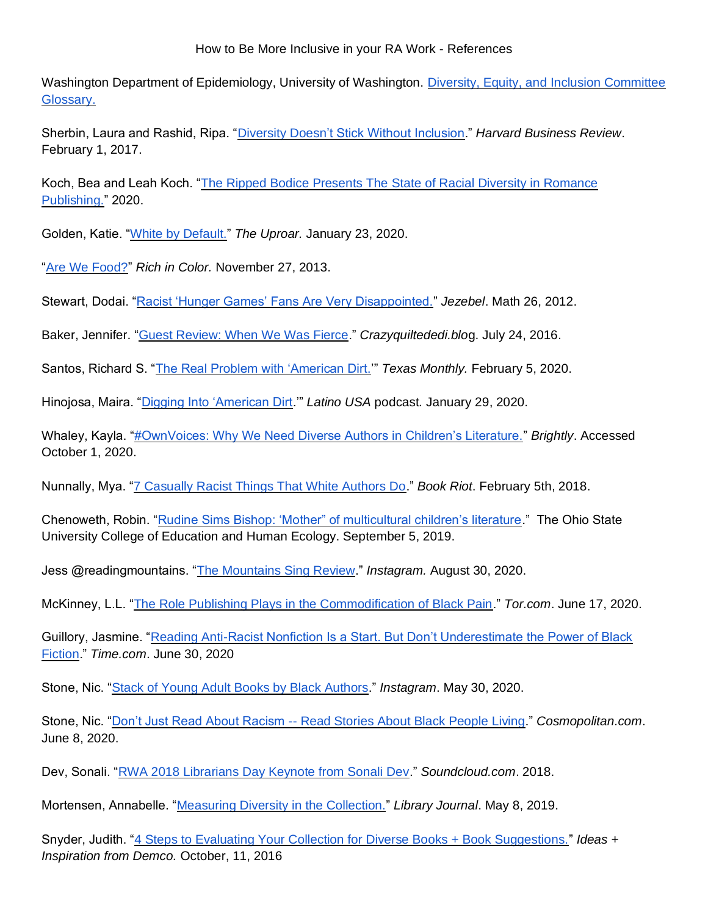How to Be More Inclusive in your RA Work - References

Washington Department of Epidemiology, University of Washington. Diversity, Equity, and Inclusion Committee Glossary.

Sherbin, Laura and Rashid, Ripa. "Diversity Doesn't Stick Without Inclusion." *Harvard Business Review*. February 1, 2017.

Koch, Bea and Leah Koch. "The Ripped Bodice Presents The State of Racial Diversity in Romance Publishing." 2020.

Golden, Katie. "White by Default." *The Uproar.* January 23, 2020.

"Are We Food?" *Rich in Color.* November 27, 2013.

Stewart, Dodai. "Racist 'Hunger Games' Fans Are Very Disappointed." *Jezebel*. Math 26, 2012.

Baker, Jennifer. "Guest Review: When We Was Fierce." *Crazyquiltededi.blo*g. July 24, 2016.

Santos, Richard S. "The Real Problem with 'American Dirt.'" *Texas Monthly.* February 5, 2020.

Hinojosa, Maira. "Digging Into 'American Dirt.'" *Latino USA* podcast. January 29, 2020.

Whaley, Kayla. "#OwnVoices: Why We Need Diverse Authors in Children's Literature." *Brightly*. Accessed October 1, 2020.

Nunnally, Mya. "7 Casually Racist Things That White Authors Do." *Book Riot*. February 5th, 2018.

Chenoweth, Robin. "Rudine Sims Bishop: 'Mother" of multicultural children's literature." The Ohio State University College of Education and Human Ecology. September 5, 2019.

Jess @readingmountains. "The Mountains Sing Review." *Instagram.* August 30, 2020.

McKinney, L.L. "The Role Publishing Plays in the Commodification of Black Pain." *Tor.com*. June 17, 2020.

Guillory, Jasmine. "Reading Anti-Racist Nonfiction Is a Start. But Don't Underestimate the Power of Black Fiction." *Time.com*. June 30, 2020

Stone, Nic. "Stack of Young Adult Books by Black Authors." *Instagram*. May 30, 2020.

Stone, Nic. "Don't Just Read About Racism -- Read Stories About Black People Living." *Cosmopolitan.com*. June 8, 2020.

Dev, Sonali. "RWA 2018 Librarians Day Keynote from Sonali Dev." *Soundcloud.com*. 2018.

Mortensen, Annabelle. "Measuring Diversity in the Collection." *Library Journal*. May 8, 2019.

Snyder, Judith. "4 Steps to Evaluating Your Collection for Diverse Books + Book Suggestions." *Ideas + Inspiration from Demco.* October, 11, 2016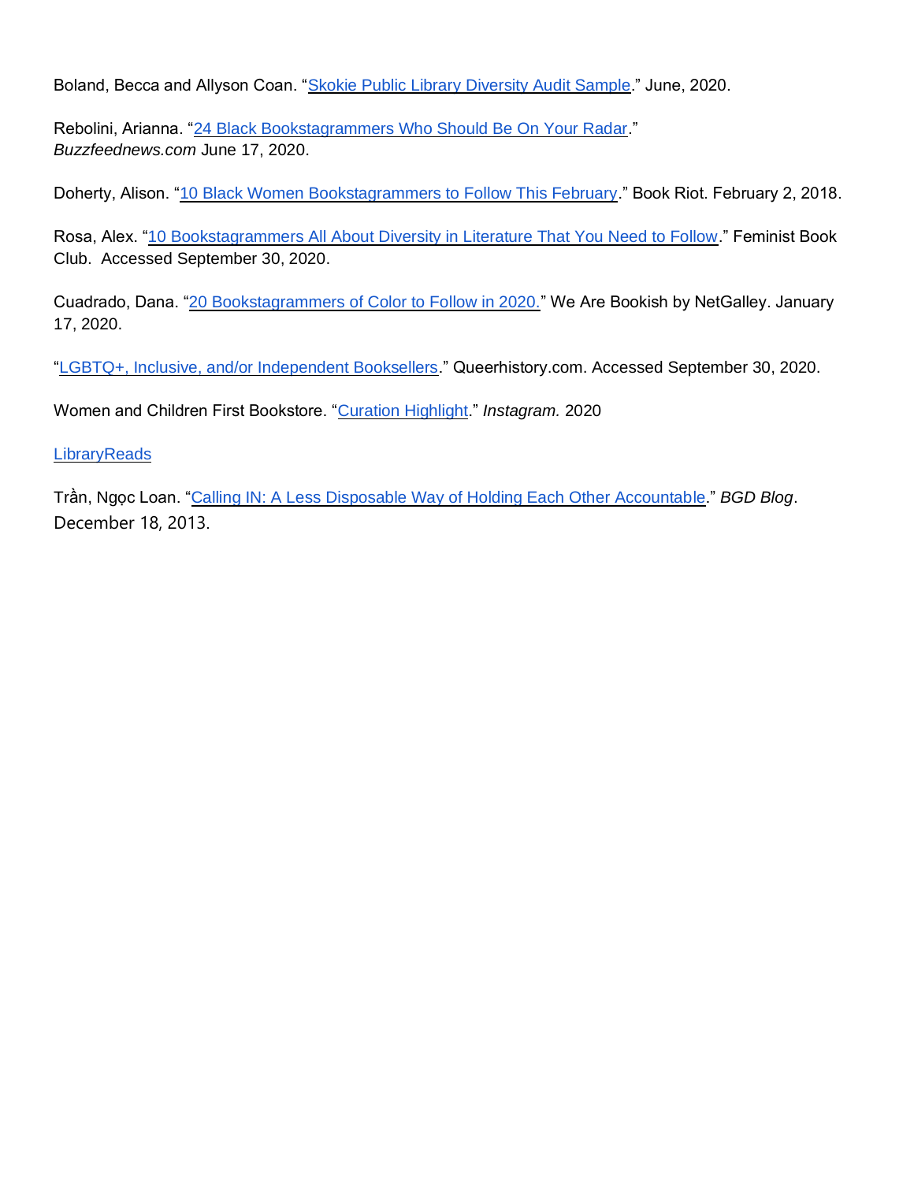Boland, Becca and Allyson Coan. "Skokie Public Library Diversity Audit Sample." June, 2020.

Rebolini, Arianna. "24 Black Bookstagrammers Who Should Be On Your Radar." *Buzzfeednews.com* June 17, 2020.

Doherty, Alison. "10 Black Women Bookstagrammers to Follow This February." Book Riot. February 2, 2018.

Rosa, Alex. "10 Bookstagrammers All About Diversity in Literature That You Need to Follow." Feminist Book Club. Accessed September 30, 2020.

Cuadrado, Dana. "20 Bookstagrammers of Color to Follow in 2020." We Are Bookish by NetGalley. January 17, 2020.

"LGBTQ+, Inclusive, and/or Independent Booksellers." Queerhistory.com. Accessed September 30, 2020.

Women and Children First Bookstore. "Curation Highlight." *Instagram.* 2020

LibraryReads

Trần, Ngọc Loan. "Calling IN: A Less Disposable Way of Holding Each Other Accountable." *BGD Blog*. December 18, 2013.